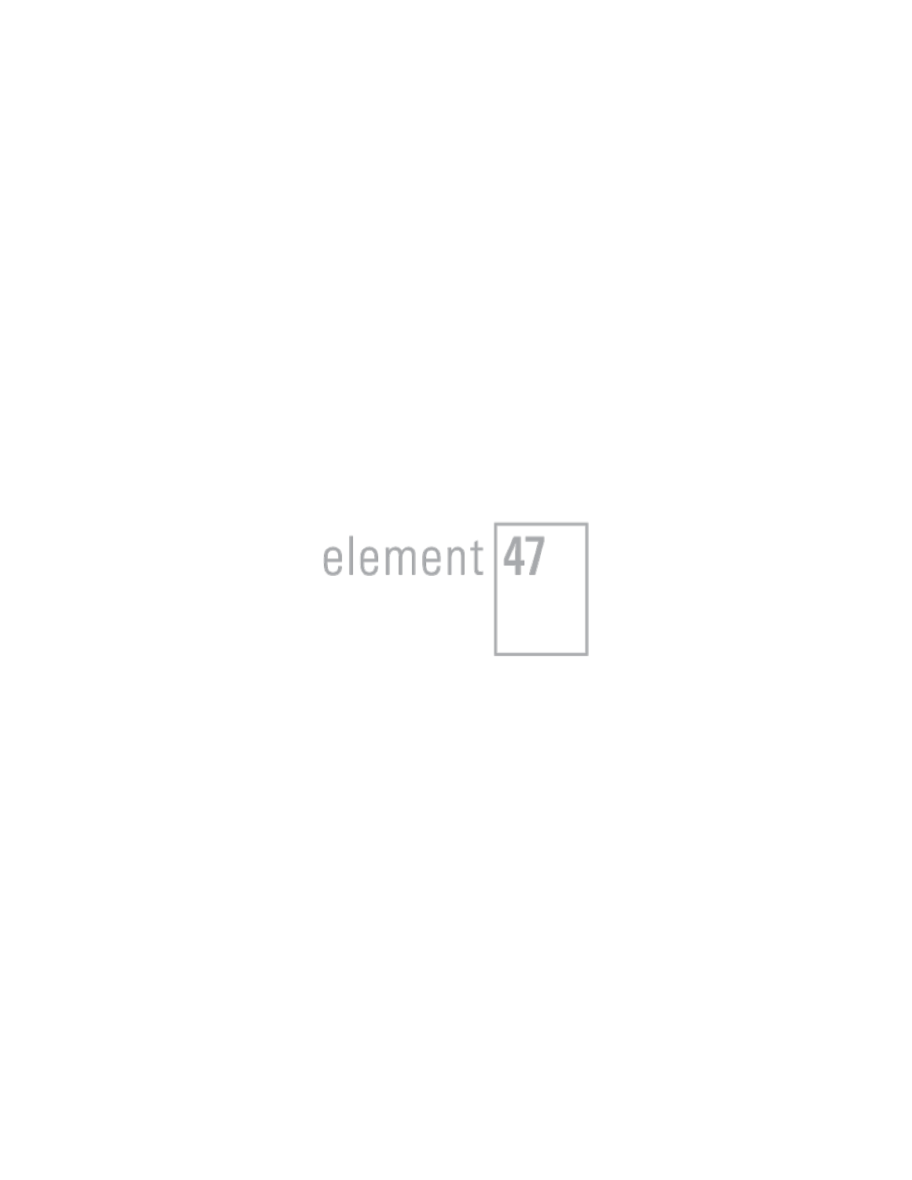element 47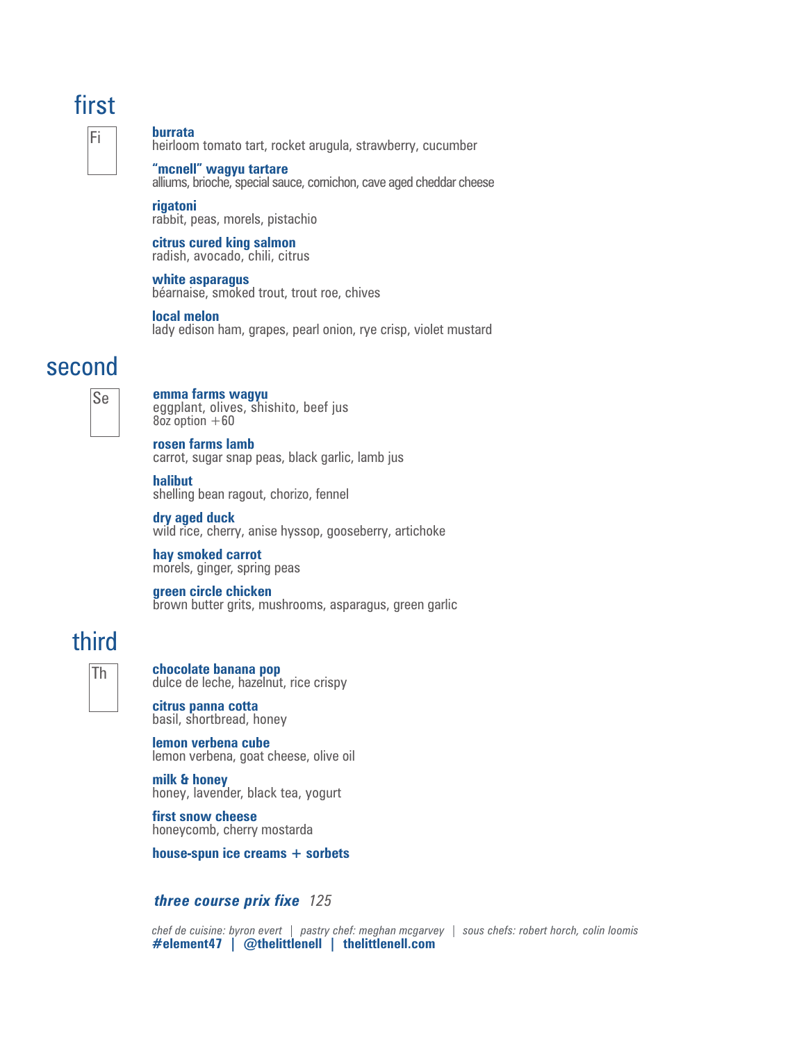## first

Fi

**burrata**
heirloom tomato tart, rocket arugula, strawberry, cucumber

**"mcnell" wagyu tartare**
alliums, brioche, special sauce, cornichon, cave aged cheddar cheese

**rigatoni**
rabbit, peas, morels, pistachio

**citrus cured king salmon**
radish, avocado, chili, citrus

**white asparagus**
béarnaise, smoked trout, trout roe, chives

**local melon**
lady edison ham, grapes, pearl onion, rye crisp, violet mustard

## second

Se

**emma farms wagyu**
eggplant, olives, shishito, beef jus
8oz option +60

**rosen farms lamb**
carrot, sugar snap peas, black garlic, lamb jus

**halibut**
shelling bean ragout, chorizo, fennel

**dry aged duck**
wild rice, cherry, anise hyssop, gooseberry, artichoke

**hay smoked carrot**
morels, ginger, spring peas

**green circle chicken**
brown butter grits, mushrooms, asparagus, green garlic

## third

Th

**chocolate banana pop**
dulce de leche, hazelnut, rice crispy

**citrus panna cotta**
basil, shortbread, honey

**lemon verbena cube**
lemon verbena, goat cheese, olive oil

**milk & honey**
honey, lavender, black tea, yogurt

**first snow cheese**
honeycomb, cherry mostarda

**house-spun ice creams + sorbets**

***three course prix fixe*** *125*

*chef de cuisine: byron evert | pastry chef: meghan mcgarvey | sous chefs: robert horch, colin loomis*
**#element47 | @thelittlenell | thelittlenell.com**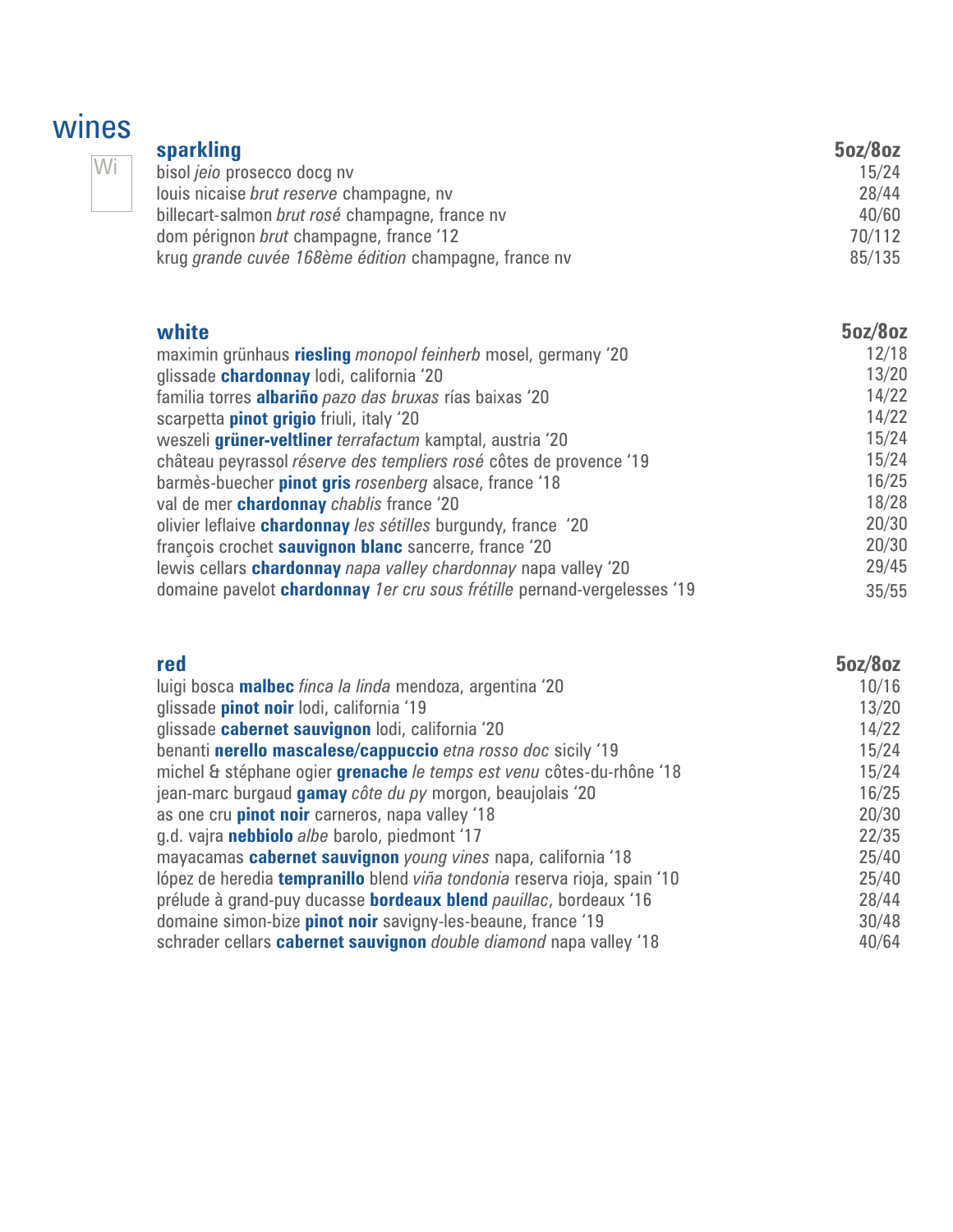# wines

Wi

## sparkling

| | 5oz/8oz |
|---|---|
| bisol *jeio* prosecco docg nv | 15/24 |
| louis nicaise *brut reserve* champagne, nv | 28/44 |
| billecart-salmon *brut rosé* champagne, france nv | 40/60 |
| dom pérignon *brut* champagne, france '12 | 70/112 |
| krug *grande cuvée 168ème édition* champagne, france nv | 85/135 |

## white

| | 5oz/8oz |
|---|---|
| maximin grünhaus **riesling** *monopol feinherb* mosel, germany '20 | 12/18 |
| glissade **chardonnay** lodi, california '20 | 13/20 |
| familia torres **albariño** *pazo das bruxas* rías baixas '20 | 14/22 |
| scarpetta **pinot grigio** friuli, italy '20 | 14/22 |
| weszeli **grüner-veltliner** *terrafactum* kamptal, austria '20 | 15/24 |
| château peyrassol *réserve des templiers rosé* côtes de provence '19 | 15/24 |
| barmès-buecher **pinot gris** *rosenberg* alsace, france '18 | 16/25 |
| val de mer **chardonnay** *chablis* france '20 | 18/28 |
| olivier leflaive **chardonnay** *les sétilles* burgundy, france '20 | 20/30 |
| françois crochet **sauvignon blanc** sancerre, france '20 | 20/30 |
| lewis cellars **chardonnay** *napa valley chardonnay* napa valley '20 | 29/45 |
| domaine pavelot **chardonnay** *1er cru sous frétille* pernand-vergelesses '19 | 35/55 |

## red

| | 5oz/8oz |
|---|---|
| luigi bosca **malbec** *finca la linda* mendoza, argentina '20 | 10/16 |
| glissade **pinot noir** lodi, california '19 | 13/20 |
| glissade **cabernet sauvignon** lodi, california '20 | 14/22 |
| benanti **nerello mascalese/cappuccio** *etna rosso doc* sicily '19 | 15/24 |
| michel & stéphane ogier **grenache** *le temps est venu* côtes-du-rhône '18 | 15/24 |
| jean-marc burgaud **gamay** *côte du py* morgon, beaujolais '20 | 16/25 |
| as one cru **pinot noir** carneros, napa valley '18 | 20/30 |
| g.d. vajra **nebbiolo** *albe* barolo, piedmont '17 | 22/35 |
| mayacamas **cabernet sauvignon** *young vines* napa, california '18 | 25/40 |
| lópez de heredia **tempranillo** blend *viña tondonia* reserva rioja, spain '10 | 25/40 |
| prélude à grand-puy ducasse **bordeaux blend** *pauillac*, bordeaux '16 | 28/44 |
| domaine simon-bize **pinot noir** savigny-les-beaune, france '19 | 30/48 |
| schrader cellars **cabernet sauvignon** *double diamond* napa valley '18 | 40/64 |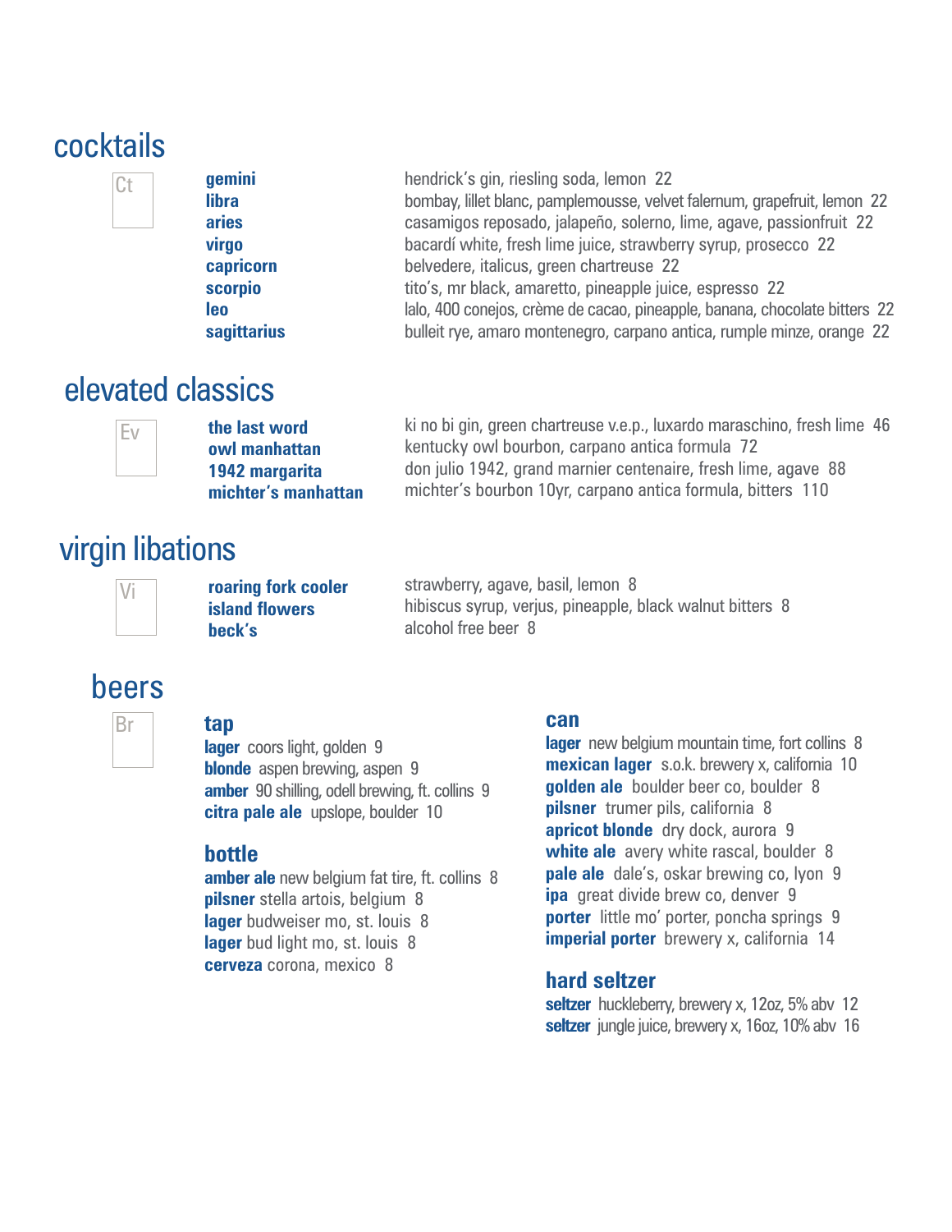## cocktails

Ct

**gemini** hendrick's gin, riesling soda, lemon 22
**libra** bombay, lillet blanc, pamplemousse, velvet falernum, grapefruit, lemon 22
**aries** casamigos reposado, jalapeño, solerno, lime, agave, passionfruit 22
**virgo** bacardí white, fresh lime juice, strawberry syrup, prosecco 22
**capricorn** belvedere, italicus, green chartreuse 22
**scorpio** tito's, mr black, amaretto, pineapple juice, espresso 22
**leo** lalo, 400 conejos, crème de cacao, pineapple, banana, chocolate bitters 22
**sagittarius** bulleit rye, amaro montenegro, carpano antica, rumple minze, orange 22

## elevated classics

Ev

**the last word** ki no bi gin, green chartreuse v.e.p., luxardo maraschino, fresh lime 46
**owl manhattan** kentucky owl bourbon, carpano antica formula 72
**1942 margarita** don julio 1942, grand marnier centenaire, fresh lime, agave 88
**michter's manhattan** michter's bourbon 10yr, carpano antica formula, bitters 110

## virgin libations

Vi

**roaring fork cooler** strawberry, agave, basil, lemon 8
**island flowers** hibiscus syrup, verjus, pineapple, black walnut bitters 8
**beck's** alcohol free beer 8

## beers

Br

### tap

**lager** coors light, golden 9
**blonde** aspen brewing, aspen 9
**amber** 90 shilling, odell brewing, ft. collins 9
**citra pale ale** upslope, boulder 10

### bottle

**amber ale** new belgium fat tire, ft. collins 8
**pilsner** stella artois, belgium 8
**lager** budweiser mo, st. louis 8
**lager** bud light mo, st. louis 8
**cerveza** corona, mexico 8

### can

**lager** new belgium mountain time, fort collins 8
**mexican lager** s.o.k. brewery x, california 10
**golden ale** boulder beer co, boulder 8
**pilsner** trumer pils, california 8
**apricot blonde** dry dock, aurora 9
**white ale** avery white rascal, boulder 8
**pale ale** dale's, oskar brewing co, lyon 9
**ipa** great divide brew co, denver 9
**porter** little mo' porter, poncha springs 9
**imperial porter** brewery x, california 14

### hard seltzer

**seltzer** huckleberry, brewery x, 12oz, 5% abv 12
**seltzer** jungle juice, brewery x, 16oz, 10% abv 16